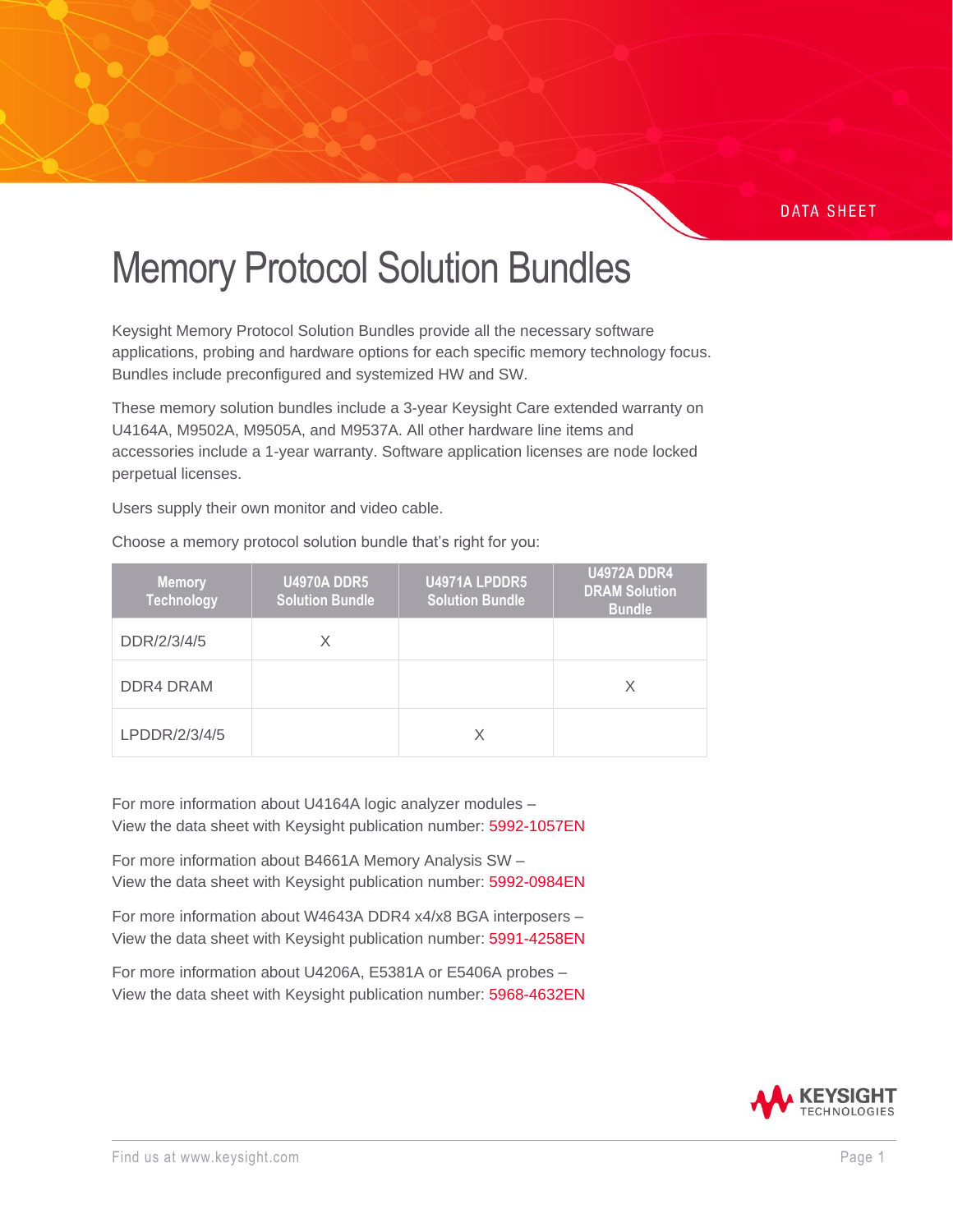DATA SHEET

# Memory Protocol Solution Bundles

Keysight Memory Protocol Solution Bundles provide all the necessary software applications, probing and hardware options for each specific memory technology focus. Bundles include preconfigured and systemized HW and SW.

These memory solution bundles include a 3-year Keysight Care extended warranty on U4164A, M9502A, M9505A, and M9537A. All other hardware line items and accessories include a 1-year warranty. Software application licenses are node locked perpetual licenses.

Users supply their own monitor and video cable.

Choose a memory protocol solution bundle that's right for you:

| Memory Technology | U4970A DDR5 Solution Bundle | U4971A LPDDR5 Solution Bundle | U4972A DDR4 DRAM Solution Bundle |
|---|---|---|---|
| DDR/2/3/4/5 | X | | |
| DDR4 DRAM | | | X |
| LPDDR/2/3/4/5 | | X | |

For more information about U4164A logic analyzer modules –
View the data sheet with Keysight publication number: 5992-1057EN

For more information about B4661A Memory Analysis SW –
View the data sheet with Keysight publication number: 5992-0984EN

For more information about W4643A DDR4 x4/x8 BGA interposers –
View the data sheet with Keysight publication number: 5991-4258EN

For more information about U4206A, E5381A or E5406A probes –
View the data sheet with Keysight publication number: 5968-4632EN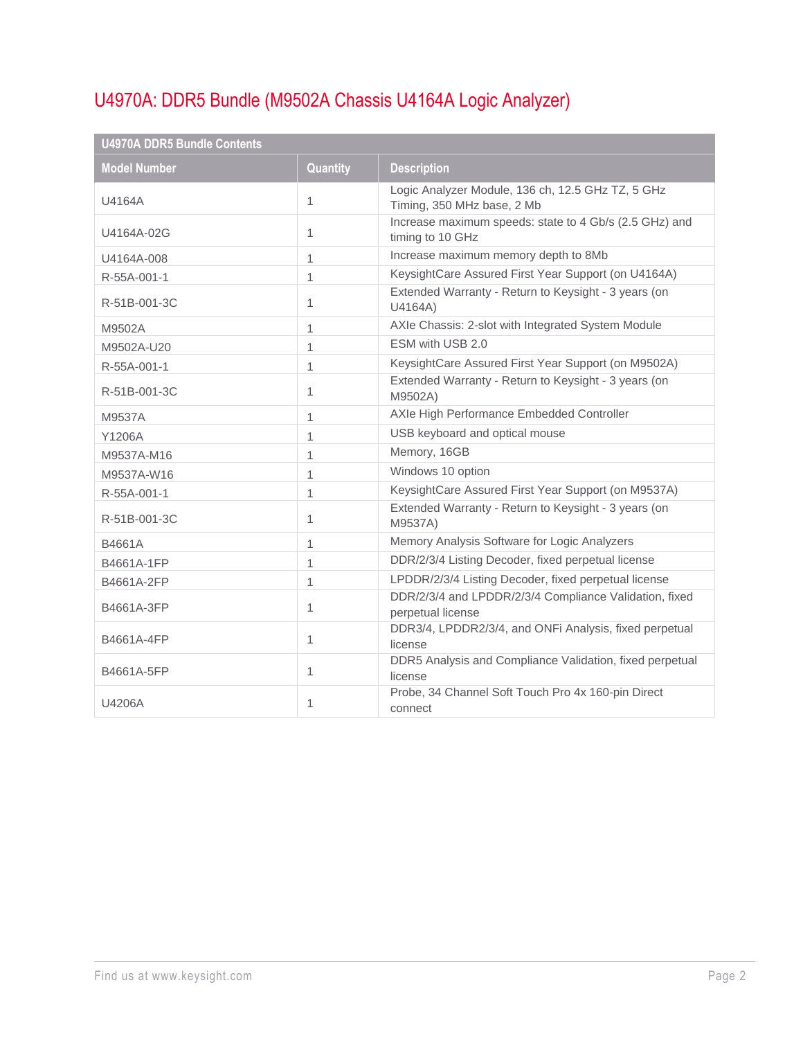# U4970A: DDR5 Bundle (M9502A Chassis U4164A Logic Analyzer)

| U4970A DDR5 Bundle Contents | | |
|---|---|---|
| **Model Number** | **Quantity** | **Description** |
| U4164A | 1 | Logic Analyzer Module, 136 ch, 12.5 GHz TZ, 5 GHz Timing, 350 MHz base, 2 Mb |
| U4164A-02G | 1 | Increase maximum speeds: state to 4 Gb/s (2.5 GHz) and timing to 10 GHz |
| U4164A-008 | 1 | Increase maximum memory depth to 8Mb |
| R-55A-001-1 | 1 | KeysightCare Assured First Year Support (on U4164A) |
| R-51B-001-3C | 1 | Extended Warranty - Return to Keysight - 3 years (on U4164A) |
| M9502A | 1 | AXIe Chassis: 2-slot with Integrated System Module |
| M9502A-U20 | 1 | ESM with USB 2.0 |
| R-55A-001-1 | 1 | KeysightCare Assured First Year Support (on M9502A) |
| R-51B-001-3C | 1 | Extended Warranty - Return to Keysight - 3 years (on M9502A) |
| M9537A | 1 | AXIe High Performance Embedded Controller |
| Y1206A | 1 | USB keyboard and optical mouse |
| M9537A-M16 | 1 | Memory, 16GB |
| M9537A-W16 | 1 | Windows 10 option |
| R-55A-001-1 | 1 | KeysightCare Assured First Year Support (on M9537A) |
| R-51B-001-3C | 1 | Extended Warranty - Return to Keysight - 3 years (on M9537A) |
| B4661A | 1 | Memory Analysis Software for Logic Analyzers |
| B4661A-1FP | 1 | DDR/2/3/4 Listing Decoder, fixed perpetual license |
| B4661A-2FP | 1 | LPDDR/2/3/4 Listing Decoder, fixed perpetual license |
| B4661A-3FP | 1 | DDR/2/3/4 and LPDDR/2/3/4 Compliance Validation, fixed perpetual license |
| B4661A-4FP | 1 | DDR3/4, LPDDR2/3/4, and ONFi Analysis, fixed perpetual license |
| B4661A-5FP | 1 | DDR5 Analysis and Compliance Validation, fixed perpetual license |
| U4206A | 1 | Probe, 34 Channel Soft Touch Pro 4x 160-pin Direct connect |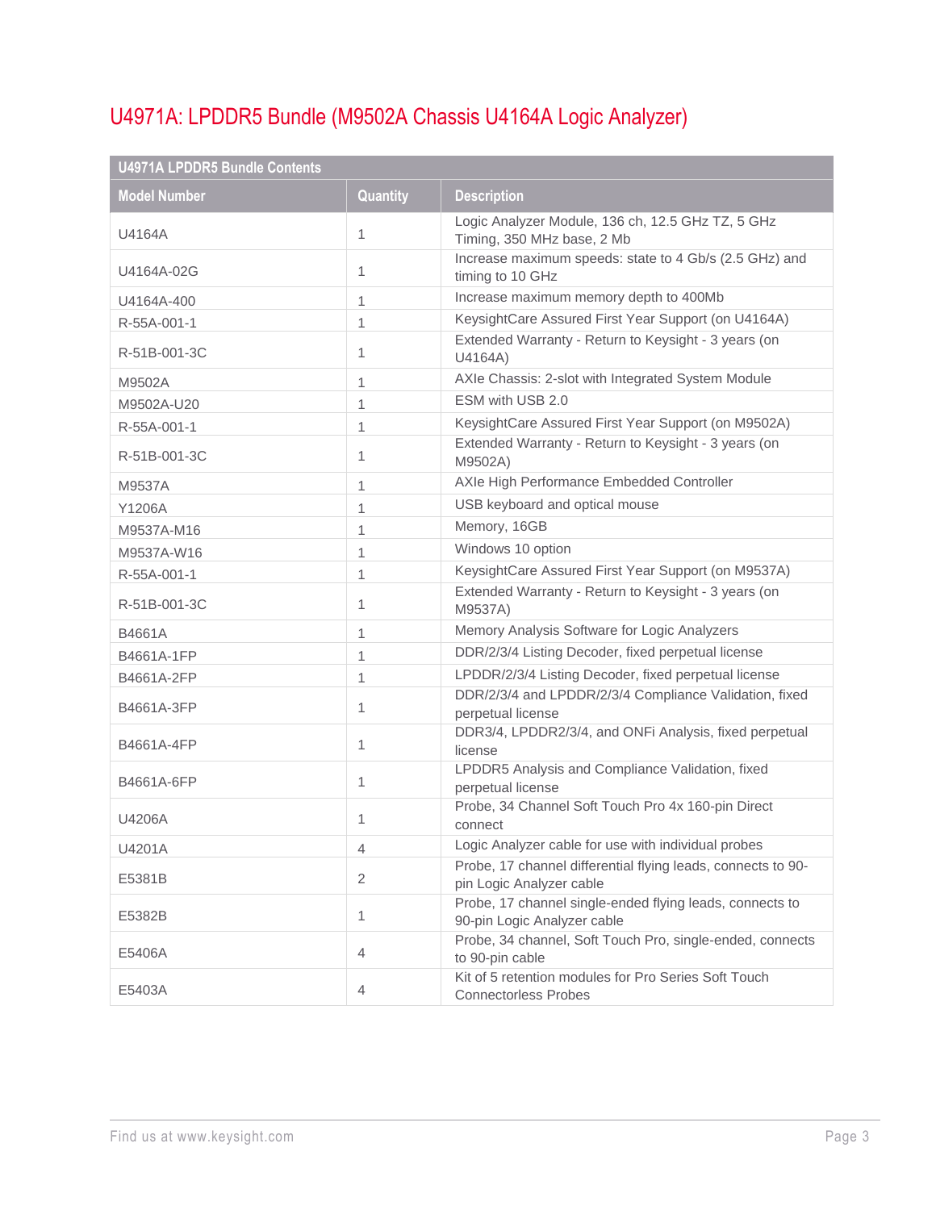## U4971A: LPDDR5 Bundle (M9502A Chassis U4164A Logic Analyzer)

| U4971A LPDDR5 Bundle Contents | | |
|---|---|---|
| **Model Number** | **Quantity** | **Description** |
| U4164A | 1 | Logic Analyzer Module, 136 ch, 12.5 GHz TZ, 5 GHz Timing, 350 MHz base, 2 Mb |
| U4164A-02G | 1 | Increase maximum speeds: state to 4 Gb/s (2.5 GHz) and timing to 10 GHz |
| U4164A-400 | 1 | Increase maximum memory depth to 400Mb |
| R-55A-001-1 | 1 | KeysightCare Assured First Year Support (on U4164A) |
| R-51B-001-3C | 1 | Extended Warranty - Return to Keysight - 3 years (on U4164A) |
| M9502A | 1 | AXIe Chassis: 2-slot with Integrated System Module |
| M9502A-U20 | 1 | ESM with USB 2.0 |
| R-55A-001-1 | 1 | KeysightCare Assured First Year Support (on M9502A) |
| R-51B-001-3C | 1 | Extended Warranty - Return to Keysight - 3 years (on M9502A) |
| M9537A | 1 | AXIe High Performance Embedded Controller |
| Y1206A | 1 | USB keyboard and optical mouse |
| M9537A-M16 | 1 | Memory, 16GB |
| M9537A-W16 | 1 | Windows 10 option |
| R-55A-001-1 | 1 | KeysightCare Assured First Year Support (on M9537A) |
| R-51B-001-3C | 1 | Extended Warranty - Return to Keysight - 3 years (on M9537A) |
| B4661A | 1 | Memory Analysis Software for Logic Analyzers |
| B4661A-1FP | 1 | DDR/2/3/4 Listing Decoder, fixed perpetual license |
| B4661A-2FP | 1 | LPDDR/2/3/4 Listing Decoder, fixed perpetual license |
| B4661A-3FP | 1 | DDR/2/3/4 and LPDDR/2/3/4 Compliance Validation, fixed perpetual license |
| B4661A-4FP | 1 | DDR3/4, LPDDR2/3/4, and ONFi Analysis, fixed perpetual license |
| B4661A-6FP | 1 | LPDDR5 Analysis and Compliance Validation, fixed perpetual license |
| U4206A | 1 | Probe, 34 Channel Soft Touch Pro 4x 160-pin Direct connect |
| U4201A | 4 | Logic Analyzer cable for use with individual probes |
| E5381B | 2 | Probe, 17 channel differential flying leads, connects to 90-pin Logic Analyzer cable |
| E5382B | 1 | Probe, 17 channel single-ended flying leads, connects to 90-pin Logic Analyzer cable |
| E5406A | 4 | Probe, 34 channel, Soft Touch Pro, single-ended, connects to 90-pin cable |
| E5403A | 4 | Kit of 5 retention modules for Pro Series Soft Touch Connectorless Probes |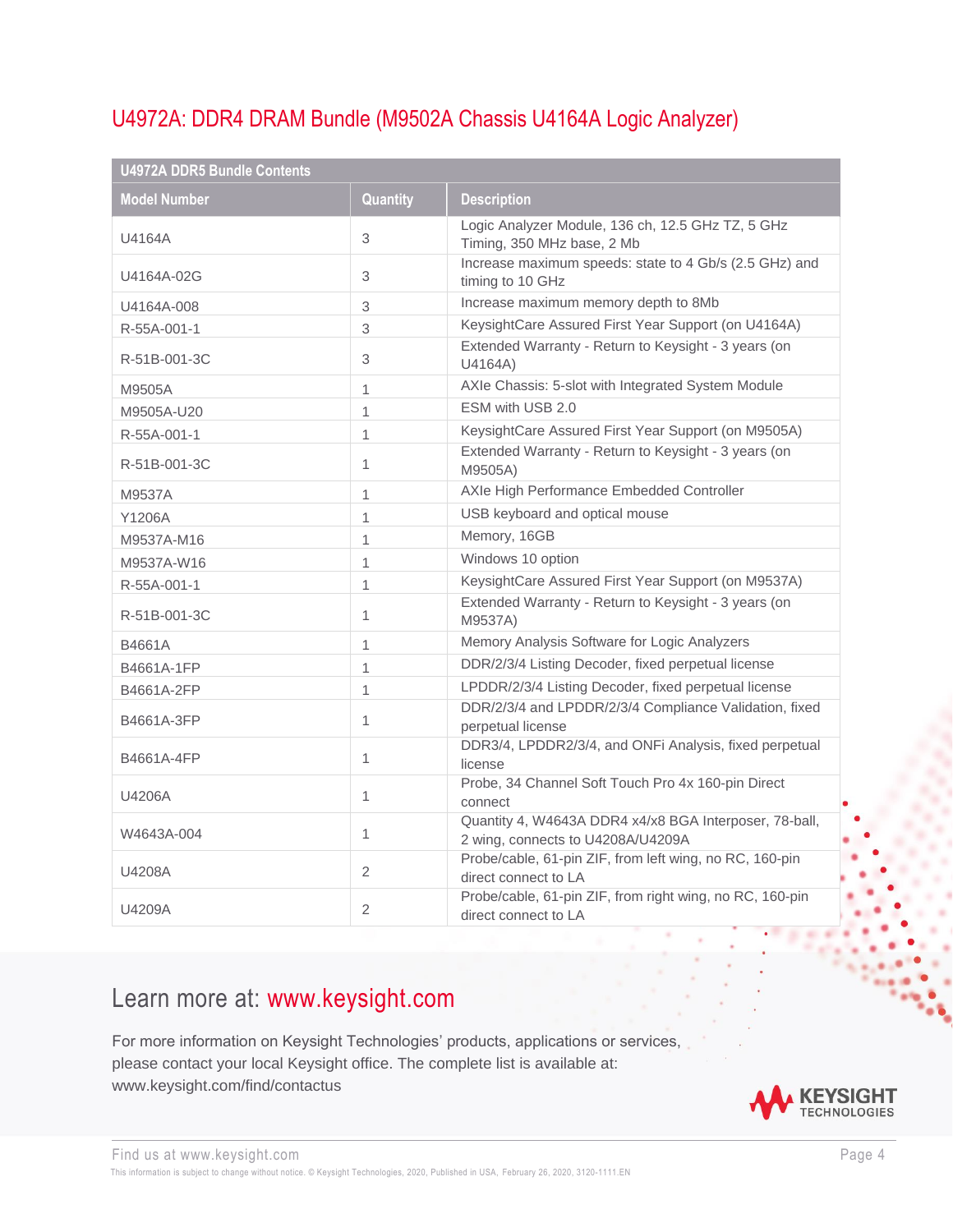## U4972A: DDR4 DRAM Bundle (M9502A Chassis U4164A Logic Analyzer)

| U4972A DDR5 Bundle Contents | | |
|---|---|---|
| **Model Number** | **Quantity** | **Description** |
| U4164A | 3 | Logic Analyzer Module, 136 ch, 12.5 GHz TZ, 5 GHz Timing, 350 MHz base, 2 Mb |
| U4164A-02G | 3 | Increase maximum speeds: state to 4 Gb/s (2.5 GHz) and timing to 10 GHz |
| U4164A-008 | 3 | Increase maximum memory depth to 8Mb |
| R-55A-001-1 | 3 | KeysightCare Assured First Year Support (on U4164A) |
| R-51B-001-3C | 3 | Extended Warranty - Return to Keysight - 3 years (on U4164A) |
| M9505A | 1 | AXIe Chassis: 5-slot with Integrated System Module |
| M9505A-U20 | 1 | ESM with USB 2.0 |
| R-55A-001-1 | 1 | KeysightCare Assured First Year Support (on M9505A) |
| R-51B-001-3C | 1 | Extended Warranty - Return to Keysight - 3 years (on M9505A) |
| M9537A | 1 | AXIe High Performance Embedded Controller |
| Y1206A | 1 | USB keyboard and optical mouse |
| M9537A-M16 | 1 | Memory, 16GB |
| M9537A-W16 | 1 | Windows 10 option |
| R-55A-001-1 | 1 | KeysightCare Assured First Year Support (on M9537A) |
| R-51B-001-3C | 1 | Extended Warranty - Return to Keysight - 3 years (on M9537A) |
| B4661A | 1 | Memory Analysis Software for Logic Analyzers |
| B4661A-1FP | 1 | DDR/2/3/4 Listing Decoder, fixed perpetual license |
| B4661A-2FP | 1 | LPDDR/2/3/4 Listing Decoder, fixed perpetual license |
| B4661A-3FP | 1 | DDR/2/3/4 and LPDDR/2/3/4 Compliance Validation, fixed perpetual license |
| B4661A-4FP | 1 | DDR3/4, LPDDR2/3/4, and ONFi Analysis, fixed perpetual license |
| U4206A | 1 | Probe, 34 Channel Soft Touch Pro 4x 160-pin Direct connect |
| W4643A-004 | 1 | Quantity 4, W4643A DDR4 x4/x8 BGA Interposer, 78-ball, 2 wing, connects to U4208A/U4209A |
| U4208A | 2 | Probe/cable, 61-pin ZIF, from left wing, no RC, 160-pin direct connect to LA |
| U4209A | 2 | Probe/cable, 61-pin ZIF, from right wing, no RC, 160-pin direct connect to LA |

Learn more at: www.keysight.com

For more information on Keysight Technologies' products, applications or services, please contact your local Keysight office. The complete list is available at: www.keysight.com/find/contactus

This information is subject to change without notice. © Keysight Technologies, 2020, Published in USA, February 26, 2020, 3120-1111.EN